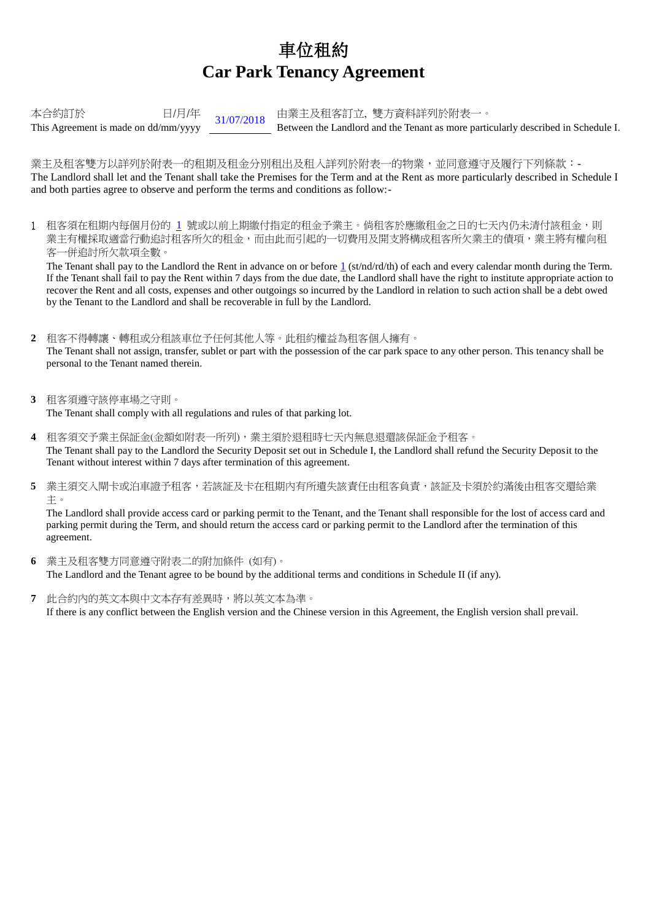# 車位租約
# Car Park Tenancy Agreement

本合約訂於 日/月/年 31/07/2018 由業主及租客訂立, 雙方資料詳列於附表一。
This Agreement is made on dd/mm/yyyy 31/07/2018 Between the Landlord and the Tenant as more particularly described in Schedule I.

業主及租客雙方以詳列於附表一的租期及租金分別租出及租入詳列於附表一的物業，並同意遵守及履行下列條款：-
The Landlord shall let and the Tenant shall take the Premises for the Term and at the Rent as more particularly described in Schedule I and both parties agree to observe and perform the terms and conditions as follow:-

1. 租客須在租期內每個月份的 1 號或以前上期繳付指定的租金予業主。倘租客於應繳租金之日的七天內仍未清付該租金，則業主有權採取適當行動追討租客所欠的租金，而由此而引起的一切費用及開支將構成租客所欠業主的債項，業主將有權向租客一併追討所欠款項全數。
   The Tenant shall pay to the Landlord the Rent in advance on or before 1 (st/nd/rd/th) of each and every calendar month during the Term. If the Tenant shall fail to pay the Rent within 7 days from the due date, the Landlord shall have the right to institute appropriate action to recover the Rent and all costs, expenses and other outgoings so incurred by the Landlord in relation to such action shall be a debt owed by the Tenant to the Landlord and shall be recoverable in full by the Landlord.

2. 租客不得轉讓、轉租或分租該車位予任何其他人等。此租約權益為租客個人擁有。
   The Tenant shall not assign, transfer, sublet or part with the possession of the car park space to any other person. This tenancy shall be personal to the Tenant named therein.

3. 租客須遵守該停車場之守則。
   The Tenant shall comply with all regulations and rules of that parking lot.

4. 租客須交予業主保証金(金額如附表一所列)，業主須於退租時七天內無息退還該保証金予租客。
   The Tenant shall pay to the Landlord the Security Deposit set out in Schedule I, the Landlord shall refund the Security Deposit to the Tenant without interest within 7 days after termination of this agreement.

5. 業主須交入閘卡或泊車證予租客，若該証及卡在租期內有所遺失該責任由租客負責，該証及卡須於約滿後由租客交還給業主。
   The Landlord shall provide access card or parking permit to the Tenant, and the Tenant shall responsible for the lost of access card and parking permit during the Term, and should return the access card or parking permit to the Landlord after the termination of this agreement.

6. 業主及租客雙方同意遵守附表二的附加條件 (如有)。
   The Landlord and the Tenant agree to be bound by the additional terms and conditions in Schedule II (if any).

7. 此合約內的英文本與中文本存有差異時，將以英文本為準。
   If there is any conflict between the English version and the Chinese version in this Agreement, the English version shall prevail.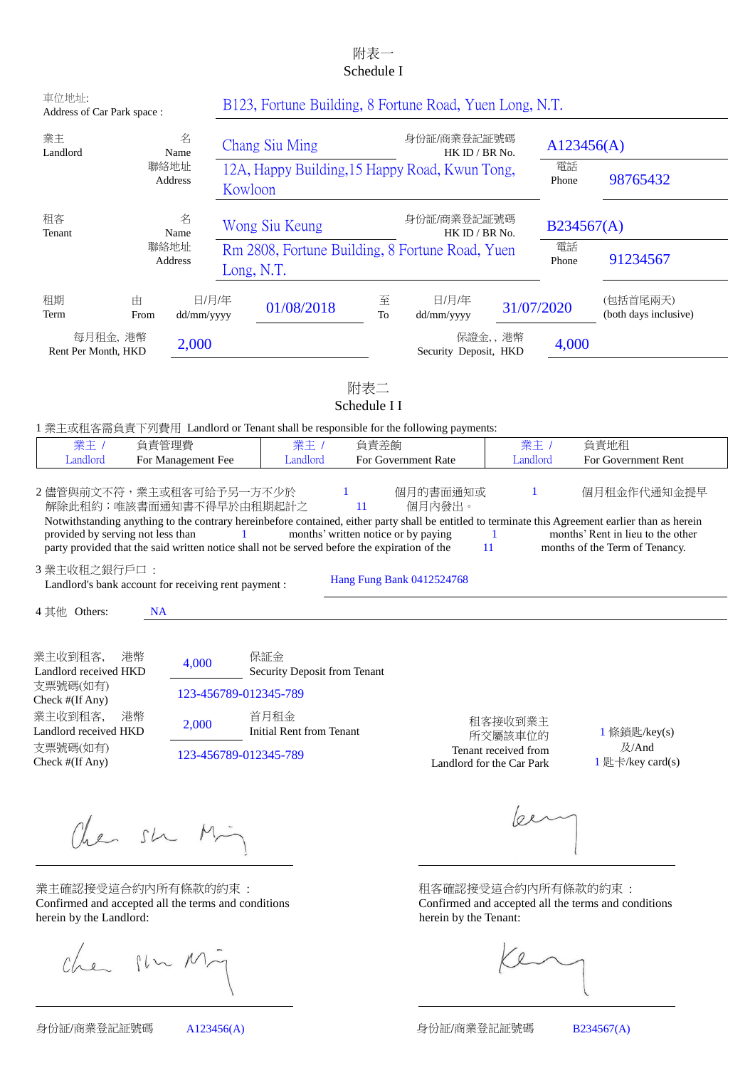# 附表一
# Schedule I

| | | | |
|---|---|---|---|
| 車位地址:<br>Address of Car Park space : | B123, Fortune Building, 8 Fortune Road, Yuen Long, N.T. | | |
| 業主<br>Landlord | 名<br>Name: Chang Siu Ming | 身份証/商業登記証號碼<br>HK ID / BR No. | A123456(A) |
| | 聯絡地址<br>Address: 12A, Happy Building,15 Happy Road, Kwun Tong, Kowloon | 電話<br>Phone | 98765432 |
| 租客<br>Tenant | 名<br>Name: Wong Siu Keung | 身份証/商業登記証號碼<br>HK ID / BR No. | B234567(A) |
| | 聯絡地址<br>Address: Rm 2808, Fortune Building, 8 Fortune Road, Yuen Long, N.T. | 電話<br>Phone | 91234567 |

租期 Term 由 From 日/月/年 dd/mm/yyyy 01/08/2018 至 To 日/月/年 dd/mm/yyyy 31/07/2020 (包括首尾兩天) (both days inclusive)

每月租金, 港幣 Rent Per Month, HKD 2,000 保證金, , 港幣 Security Deposit, HKD 4,000

# 附表二
# Schedule I I

1 業主或租客需負責下列費用 Landlord or Tenant shall be responsible for the following payments:

| | | | | | |
|---|---|---|---|---|---|
| 業主 / Landlord | 負責管理費 For Management Fee | 業主 / Landlord | 負責差餉 For Government Rate | 業主 / Landlord | 負責地租 For Government Rent |

2 儘管與前文不符，業主或租客可給予另一方不少於 1 個月的書面通知或 1 個月租金作代通知金提早解除此租約；唯該書面通知書不得早於由租期起計之 11 個月內發出。
Notwithstanding anything to the contrary hereinbefore contained, either party shall be entitled to terminate this Agreement earlier than as herein provided by serving not less than 1 months' written notice or by paying 1 months' Rent in lieu to the other party provided that the said written notice shall not be served before the expiration of the 11 months of the Term of Tenancy.

3 業主收租之銀行戶口 :
Landlord's bank account for receiving rent payment : Hang Fung Bank 0412524768

4 其他 Others: NA

業主收到租客, 港幣 Landlord received HKD 4,000 保証金 Security Deposit from Tenant
支票號碼(如有) Check #(If Any) 123-456789-012345-789

業主收到租客, 港幣 Landlord received HKD 2,000 首月租金 Initial Rent from Tenant
支票號碼(如有) Check #(If Any) 123-456789-012345-789

租客接收到業主所交屬該車位的 Tenant received from Landlord for the Car Park 1 條鎖匙/key(s) 及/And 1 匙卡/key card(s)

業主確認接受這合約內所有條款的約束 :
Confirmed and accepted all the terms and conditions herein by the Landlord:

身份証/商業登記証號碼 A123456(A)

租客確認接受這合約內所有條款的約束 :
Confirmed and accepted all the terms and conditions herein by the Tenant:

身份証/商業登記証號碼 B234567(A)